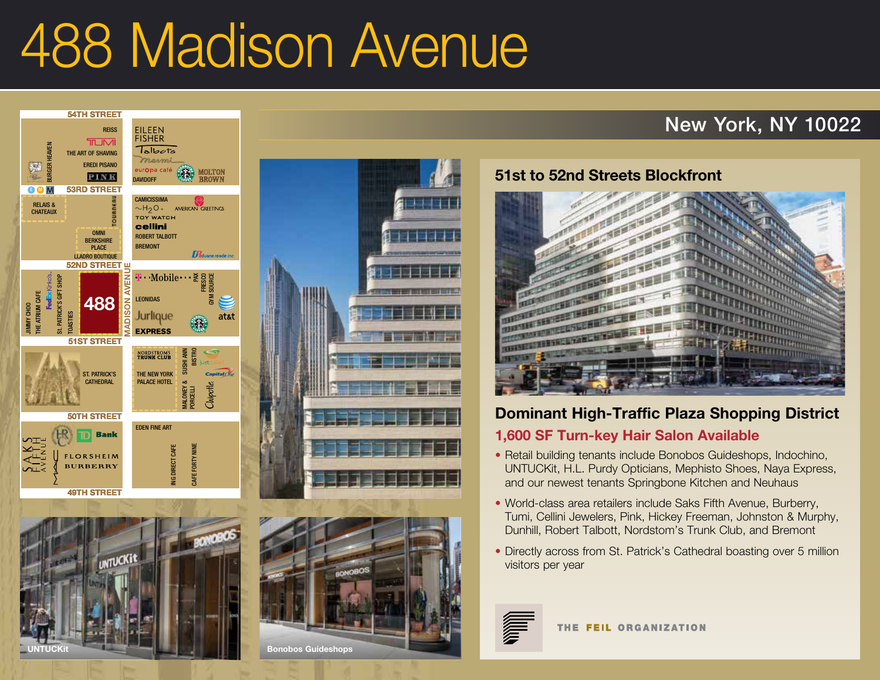# 488 Madison Avenue

## New York, NY 10022

### 51st to 52nd Streets Blockfront

### Dominant High-Traffic Plaza Shopping District

**1,600 SF Turn-key Hair Salon Available**

- Retail building tenants include Bonobos Guideshops, Indochino, UNTUCKit, H.L. Purdy Opticians, Mephisto Shoes, Naya Express, and our newest tenants Springbone Kitchen and Neuhaus
- World-class area retailers include Saks Fifth Avenue, Burberry, Tumi, Cellini Jewelers, Pink, Hickey Freeman, Johnston & Murphy, Dunhill, Robert Talbott, Nordstom's Trunk Club, and Bremont
- Directly across from St. Patrick's Cathedral boasting over 5 million visitors per year

UNTUCKit

Bonobos Guideshops

THE FEIL ORGANIZATION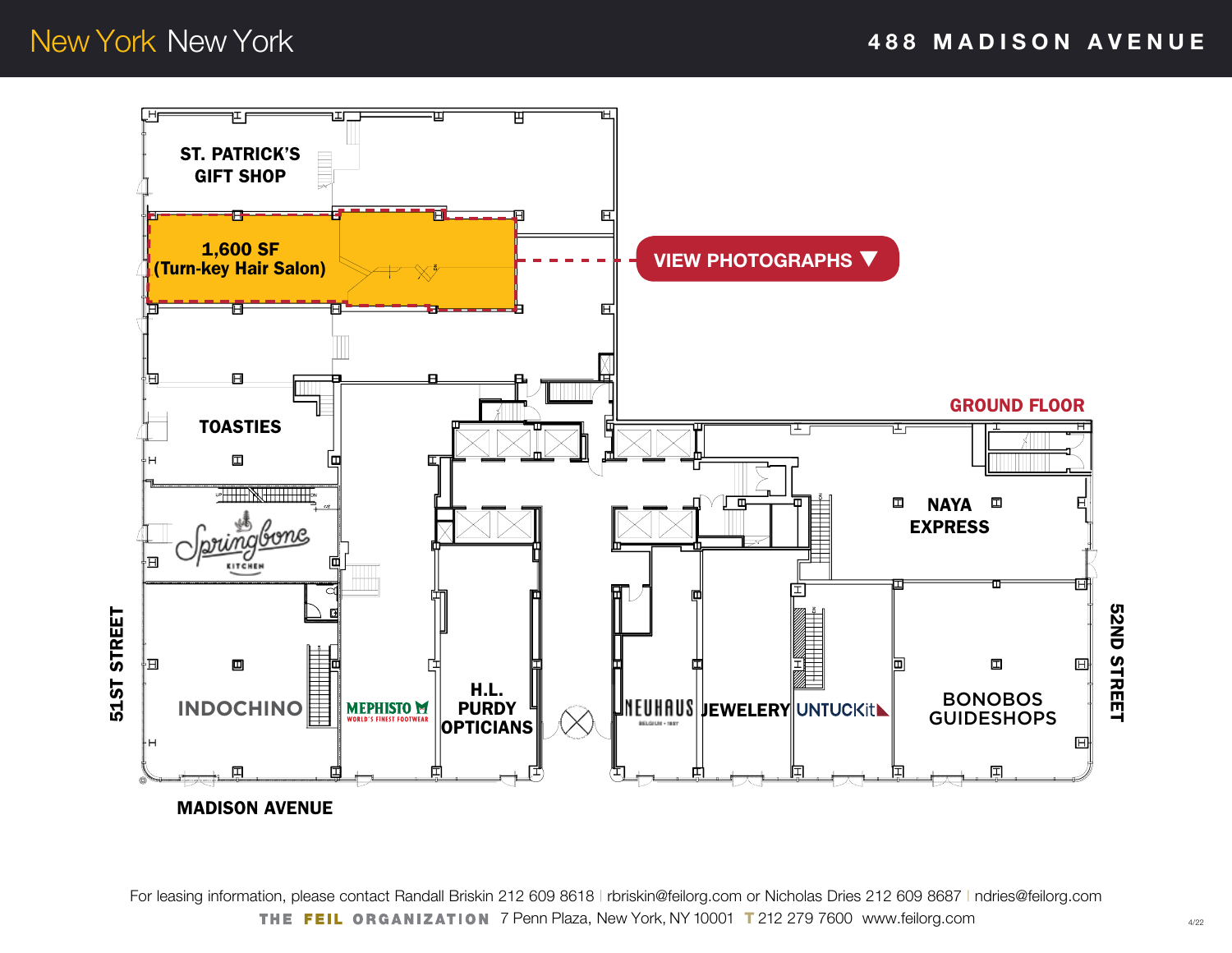# New York New York

## 488 MADISON AVENUE

ST. PATRICK'S GIFT SHOP

**1,600 SF (Turn-key Hair Salon)**

VIEW PHOTOGRAPHS ▼

GROUND FLOOR

TOASTIES

Springbone KITCHEN

NAYA EXPRESS

INDOCHINO

MEPHISTO WORLD'S FINEST FOOTWEAR

H.L. PURDY OPTICIANS

NEUHAUS

JEWELERY

UNTUCKit

BONOBOS GUIDESHOPS

51ST STREET

52ND STREET

MADISON AVENUE

For leasing information, please contact Randall Briskin 212 609 8618 | rbriskin@feilorg.com or Nicholas Dries 212 609 8687 | ndries@feilorg.com

THE FEIL ORGANIZATION 7 Penn Plaza, New York, NY 10001 T 212 279 7600 www.feilorg.com

4/22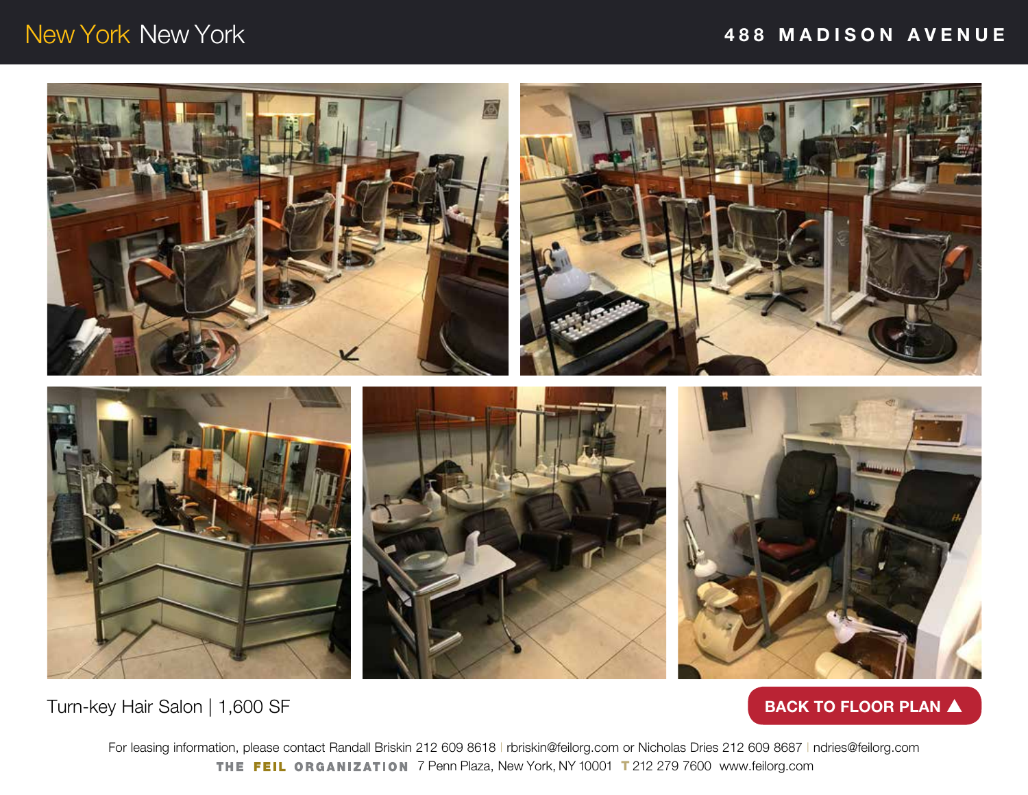# New York New York

## 488 MADISON AVENUE

Turn-key Hair Salon | 1,600 SF

BACK TO FLOOR PLAN ▲

For leasing information, please contact Randall Briskin 212 609 8618 | rbriskin@feilorg.com or Nicholas Dries 212 609 8687 | ndries@feilorg.com

THE FEIL ORGANIZATION 7 Penn Plaza, New York, NY 10001 T 212 279 7600 www.feilorg.com